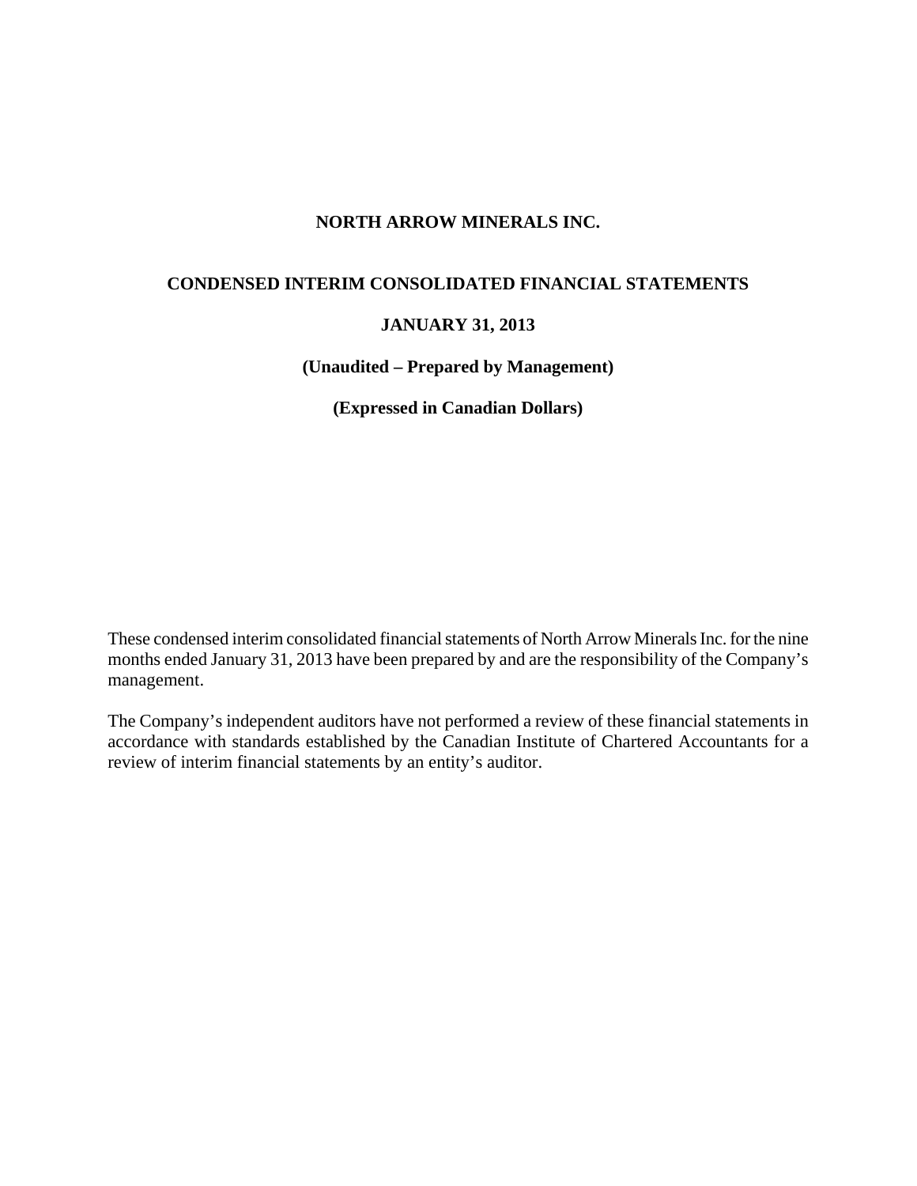# NORTH ARROW MINERALS INC.

## CONDENSED INTERIM CONSOLIDATED FINANCIAL STATEMENTS

## JANUARY 31, 2013

**(Unaudited – Prepared by Management)**

**(Expressed in Canadian Dollars)**

These condensed interim consolidated financial statements of North Arrow Minerals Inc. for the nine months ended January 31, 2013 have been prepared by and are the responsibility of the Company's management.

The Company's independent auditors have not performed a review of these financial statements in accordance with standards established by the Canadian Institute of Chartered Accountants for a review of interim financial statements by an entity's auditor.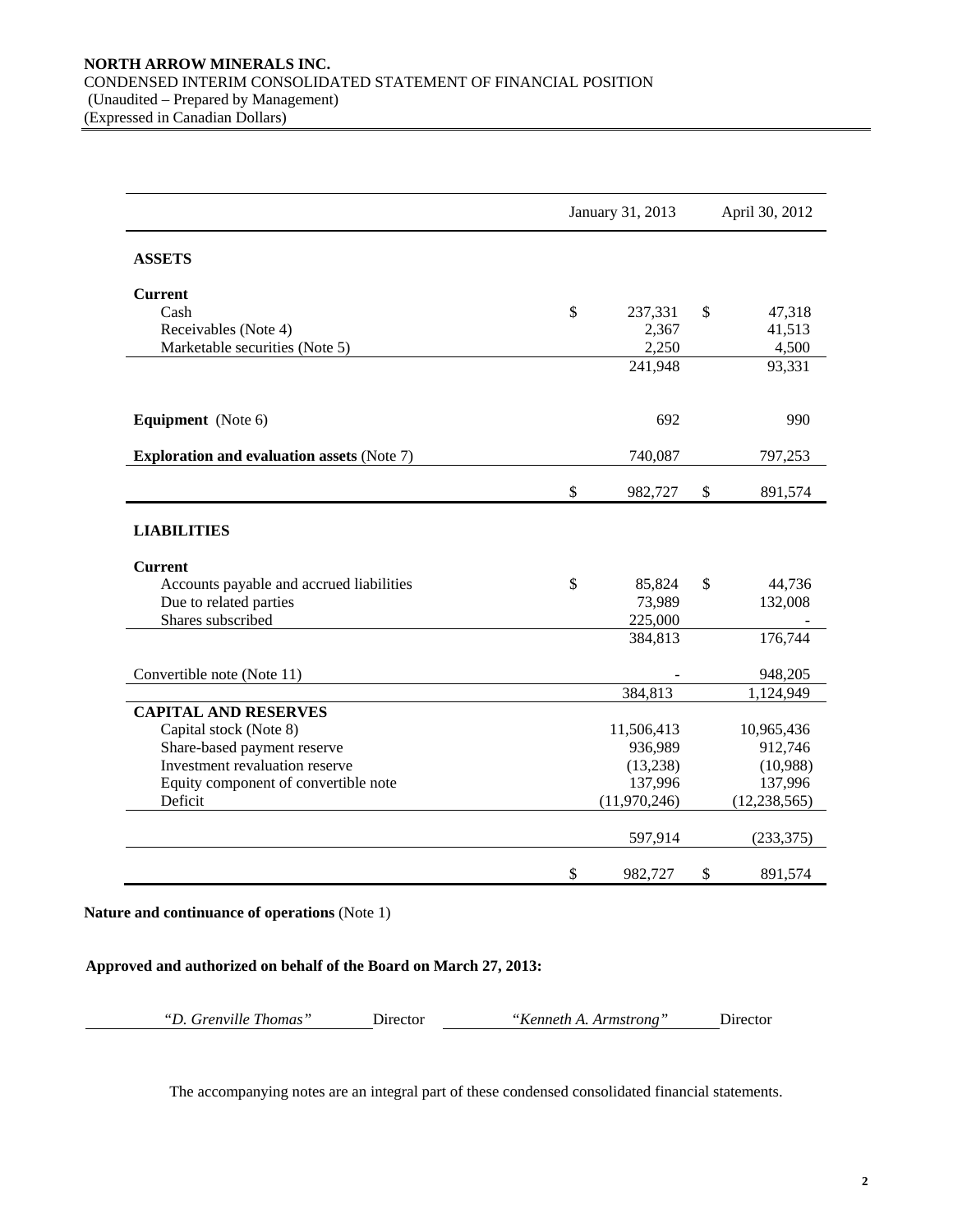**NORTH ARROW MINERALS INC.**
CONDENSED INTERIM CONSOLIDATED STATEMENT OF FINANCIAL POSITION
(Unaudited – Prepared by Management)
(Expressed in Canadian Dollars)

| | January 31, 2013 | April 30, 2012 |
|---|---|---|
| **ASSETS** | | |
| **Current** | | |
| Cash | $ 237,331 | $ 47,318 |
| Receivables (Note 4) | 2,367 | 41,513 |
| Marketable securities (Note 5) | 2,250 | 4,500 |
| | 241,948 | 93,331 |
| **Equipment** (Note 6) | 692 | 990 |
| **Exploration and evaluation assets** (Note 7) | 740,087 | 797,253 |
| | $ 982,727 | $ 891,574 |
| **LIABILITIES** | | |
| **Current** | | |
| Accounts payable and accrued liabilities | $ 85,824 | $ 44,736 |
| Due to related parties | 73,989 | 132,008 |
| Shares subscribed | 225,000 | - |
| | 384,813 | 176,744 |
| Convertible note (Note 11) | - | 948,205 |
| | 384,813 | 1,124,949 |
| **CAPITAL AND RESERVES** | | |
| Capital stock (Note 8) | 11,506,413 | 10,965,436 |
| Share-based payment reserve | 936,989 | 912,746 |
| Investment revaluation reserve | (13,238) | (10,988) |
| Equity component of convertible note | 137,996 | 137,996 |
| Deficit | (11,970,246) | (12,238,565) |
| | 597,914 | (233,375) |
| | $ 982,727 | $ 891,574 |

**Nature and continuance of operations** (Note 1)

**Approved and authorized on behalf of the Board on March 27, 2013:**

*"D. Grenville Thomas"* Director *"Kenneth A. Armstrong"* Director

The accompanying notes are an integral part of these condensed consolidated financial statements.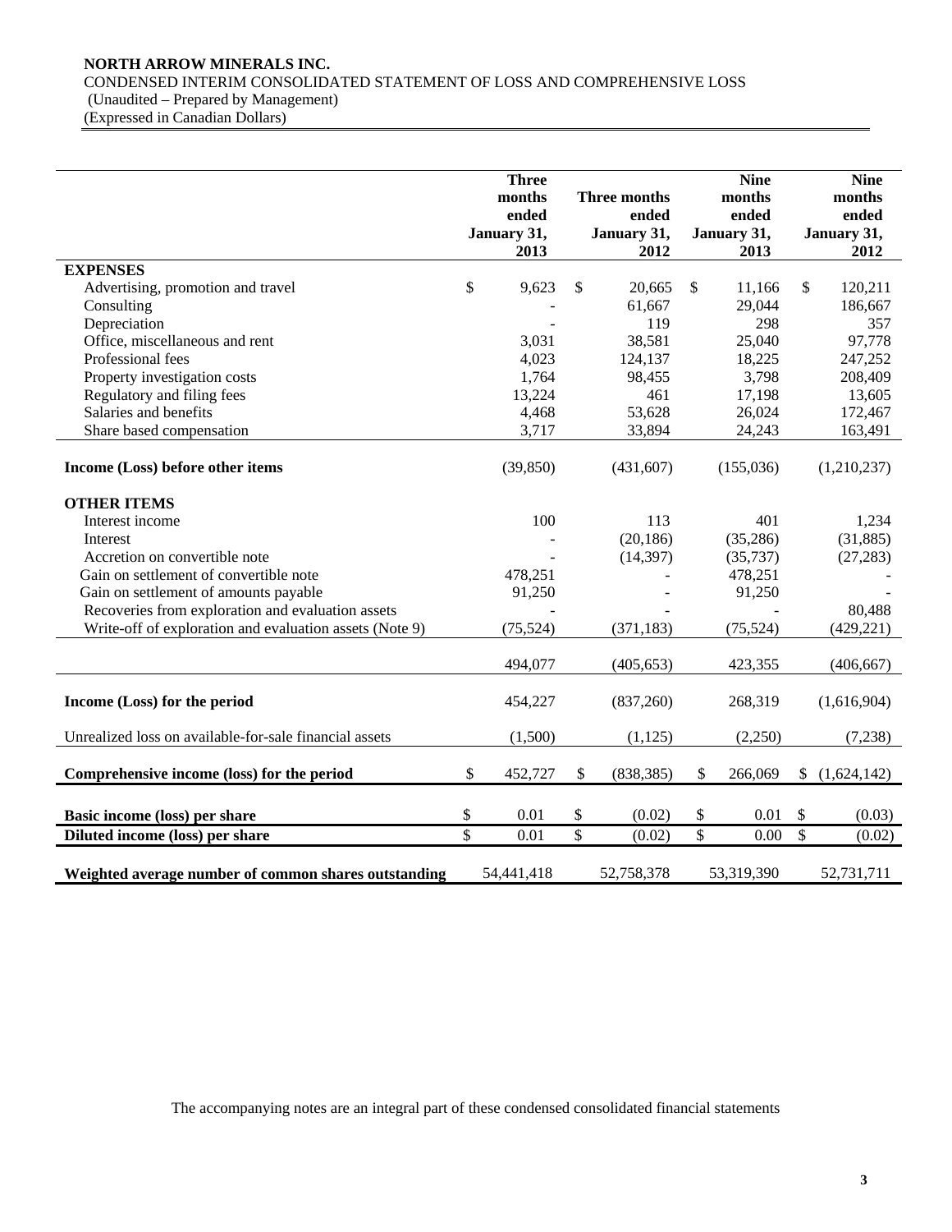**NORTH ARROW MINERALS INC.**
CONDENSED INTERIM CONSOLIDATED STATEMENT OF LOSS AND COMPREHENSIVE LOSS
(Unaudited – Prepared by Management)
(Expressed in Canadian Dollars)

| | Three months ended January 31, 2013 | Three months ended January 31, 2012 | Nine months ended January 31, 2013 | Nine months ended January 31, 2012 |
|---|---|---|---|---|
| **EXPENSES** | | | | |
| Advertising, promotion and travel | $ 9,623 | $ 20,665 | $ 11,166 | $ 120,211 |
| Consulting | - | 61,667 | 29,044 | 186,667 |
| Depreciation | - | 119 | 298 | 357 |
| Office, miscellaneous and rent | 3,031 | 38,581 | 25,040 | 97,778 |
| Professional fees | 4,023 | 124,137 | 18,225 | 247,252 |
| Property investigation costs | 1,764 | 98,455 | 3,798 | 208,409 |
| Regulatory and filing fees | 13,224 | 461 | 17,198 | 13,605 |
| Salaries and benefits | 4,468 | 53,628 | 26,024 | 172,467 |
| Share based compensation | 3,717 | 33,894 | 24,243 | 163,491 |
| **Income (Loss) before other items** | (39,850) | (431,607) | (155,036) | (1,210,237) |
| **OTHER ITEMS** | | | | |
| Interest income | 100 | 113 | 401 | 1,234 |
| Interest | - | (20,186) | (35,286) | (31,885) |
| Accretion on convertible note | - | (14,397) | (35,737) | (27,283) |
| Gain on settlement of convertible note | 478,251 | - | 478,251 | - |
| Gain on settlement of amounts payable | 91,250 | - | 91,250 | - |
| Recoveries from exploration and evaluation assets | - | - | - | 80,488 |
| Write-off of exploration and evaluation assets (Note 9) | (75,524) | (371,183) | (75,524) | (429,221) |
| | 494,077 | (405,653) | 423,355 | (406,667) |
| **Income (Loss) for the period** | 454,227 | (837,260) | 268,319 | (1,616,904) |
| Unrealized loss on available-for-sale financial assets | (1,500) | (1,125) | (2,250) | (7,238) |
| **Comprehensive income (loss) for the period** | $ 452,727 | $ (838,385) | $ 266,069 | $ (1,624,142) |
| **Basic income (loss) per share** | $ 0.01 | $ (0.02) | $ 0.01 | $ (0.03) |
| **Diluted income (loss) per share** | $ 0.01 | $ (0.02) | $ 0.00 | $ (0.02) |
| **Weighted average number of common shares outstanding** | 54,441,418 | 52,758,378 | 53,319,390 | 52,731,711 |

The accompanying notes are an integral part of these condensed consolidated financial statements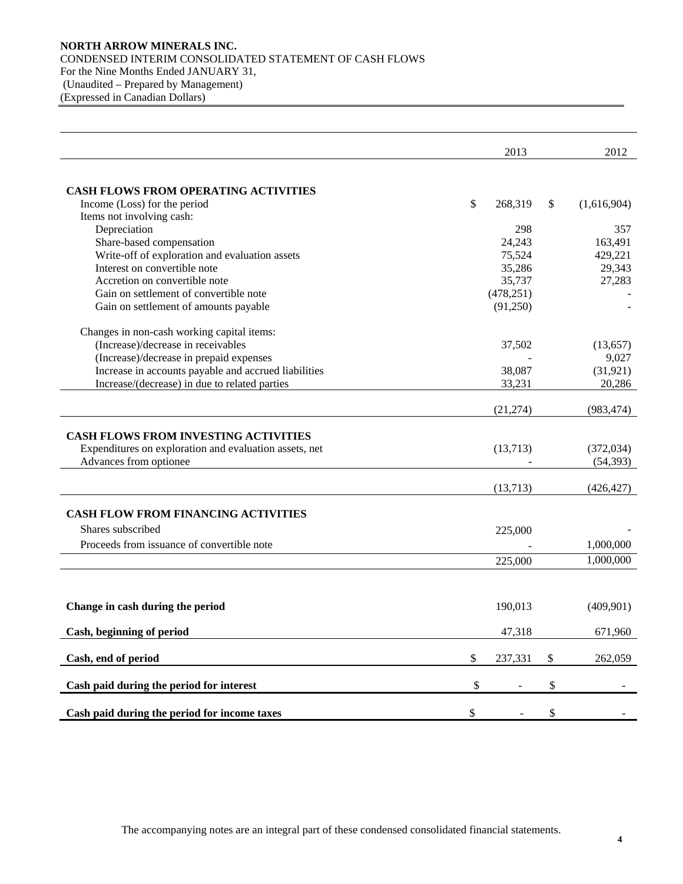**NORTH ARROW MINERALS INC.**
CONDENSED INTERIM CONSOLIDATED STATEMENT OF CASH FLOWS
For the Nine Months Ended JANUARY 31,
(Unaudited – Prepared by Management)
(Expressed in Canadian Dollars)

| | 2013 | 2012 |
|---|---|---|
| **CASH FLOWS FROM OPERATING ACTIVITIES** | | |
| Income (Loss) for the period | $ 268,319 | $ (1,616,904) |
| Items not involving cash: | | |
| Depreciation | 298 | 357 |
| Share-based compensation | 24,243 | 163,491 |
| Write-off of exploration and evaluation assets | 75,524 | 429,221 |
| Interest on convertible note | 35,286 | 29,343 |
| Accretion on convertible note | 35,737 | 27,283 |
| Gain on settlement of convertible note | (478,251) | - |
| Gain on settlement of amounts payable | (91,250) | - |
| Changes in non-cash working capital items: | | |
| (Increase)/decrease in receivables | 37,502 | (13,657) |
| (Increase)/decrease in prepaid expenses | - | 9,027 |
| Increase in accounts payable and accrued liabilities | 38,087 | (31,921) |
| Increase/(decrease) in due to related parties | 33,231 | 20,286 |
| | (21,274) | (983,474) |
| **CASH FLOWS FROM INVESTING ACTIVITIES** | | |
| Expenditures on exploration and evaluation assets, net | (13,713) | (372,034) |
| Advances from optionee | - | (54,393) |
| | (13,713) | (426,427) |
| **CASH FLOW FROM FINANCING ACTIVITIES** | | |
| Shares subscribed | 225,000 | - |
| Proceeds from issuance of convertible note | - | 1,000,000 |
| | 225,000 | 1,000,000 |
| **Change in cash during the period** | 190,013 | (409,901) |
| **Cash, beginning of period** | 47,318 | 671,960 |
| **Cash, end of period** | $ 237,331 | $ 262,059 |
| **Cash paid during the period for interest** | $ - | $ - |
| **Cash paid during the period for income taxes** | $ - | $ - |

The accompanying notes are an integral part of these condensed consolidated financial statements.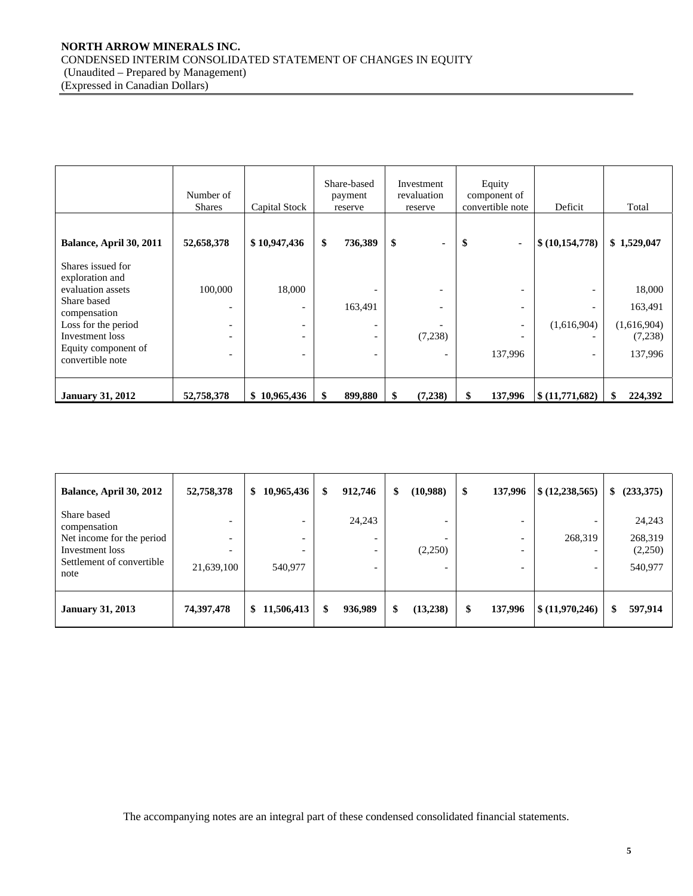**NORTH ARROW MINERALS INC.**
CONDENSED INTERIM CONSOLIDATED STATEMENT OF CHANGES IN EQUITY
(Unaudited – Prepared by Management)
(Expressed in Canadian Dollars)

| | Number of Shares | Capital Stock | Share-based payment reserve | Investment revaluation reserve | Equity component of convertible note | Deficit | Total |
|---|---|---|---|---|---|---|---|
| **Balance, April 30, 2011** | **52,658,378** | **$ 10,947,436** | **$ 736,389** | **$ -** | **$ -** | **$ (10,154,778)** | **$ 1,529,047** |
| Shares issued for exploration and evaluation assets | 100,000 | 18,000 | - | - | - | - | 18,000 |
| Share based compensation | - | - | 163,491 | - | - | - | 163,491 |
| Loss for the period | - | - | - | - | - | (1,616,904) | (1,616,904) |
| Investment loss | - | - | - | (7,238) | - | - | (7,238) |
| Equity component of convertible note | - | - | - | - | 137,996 | - | 137,996 |
| **January 31, 2012** | **52,758,378** | **$ 10,965,436** | **$ 899,880** | **$ (7,238)** | **$ 137,996** | **$ (11,771,682)** | **$ 224,392** |

| | Number of Shares | Capital Stock | Share-based payment reserve | Investment revaluation reserve | Equity component of convertible note | Deficit | Total |
|---|---|---|---|---|---|---|---|
| **Balance, April 30, 2012** | **52,758,378** | **$ 10,965,436** | **$ 912,746** | **$ (10,988)** | **$ 137,996** | **$ (12,238,565)** | **$ (233,375)** |
| Share based compensation | - | - | 24,243 | - | - | - | 24,243 |
| Net income for the period | - | - | - | - | - | 268,319 | 268,319 |
| Investment loss | - | - | - | (2,250) | - | - | (2,250) |
| Settlement of convertible note | 21,639,100 | 540,977 | - | - | - | - | 540,977 |
| **January 31, 2013** | **74,397,478** | **$ 11,506,413** | **$ 936,989** | **$ (13,238)** | **$ 137,996** | **$ (11,970,246)** | **$ 597,914** |

The accompanying notes are an integral part of these condensed consolidated financial statements.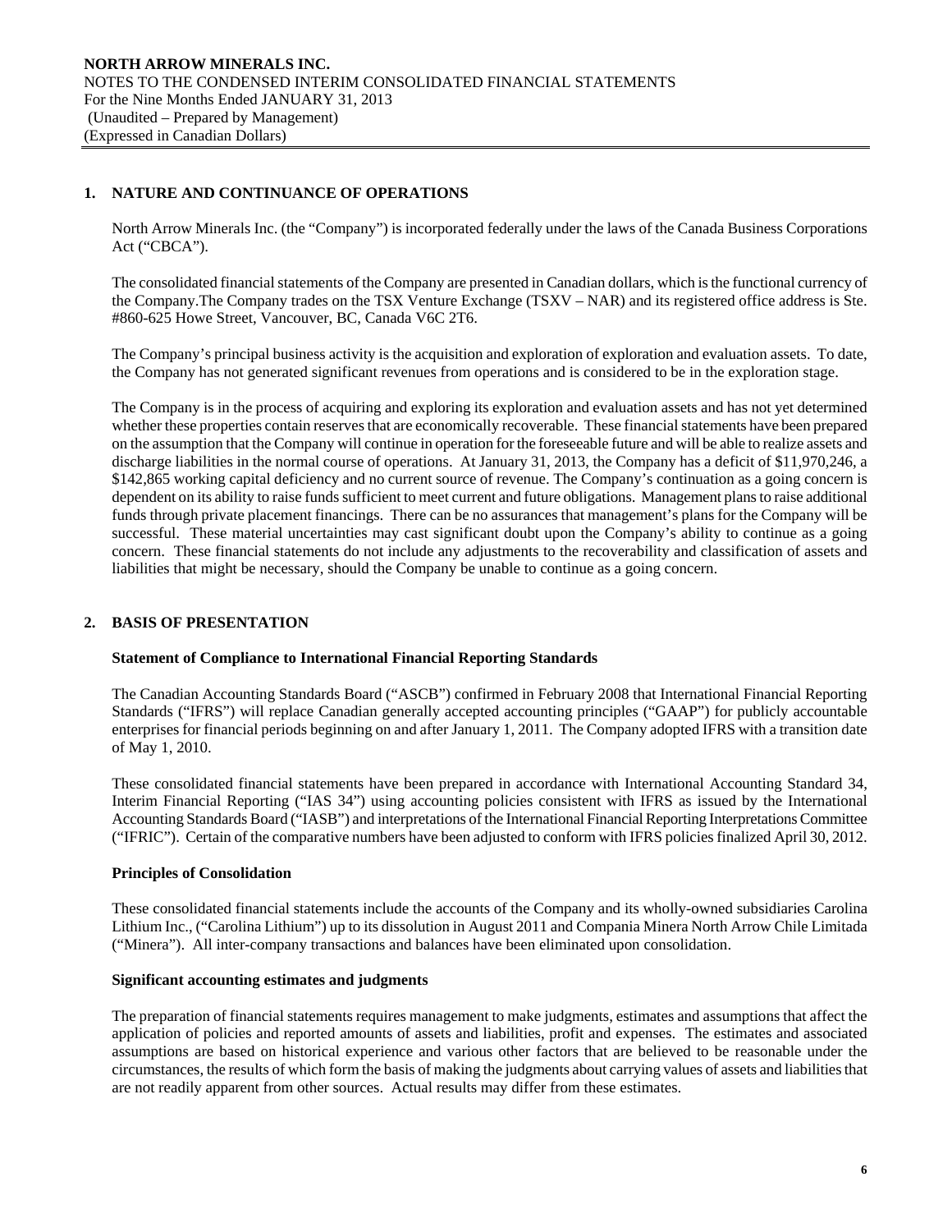## 1. NATURE AND CONTINUANCE OF OPERATIONS

North Arrow Minerals Inc. (the "Company") is incorporated federally under the laws of the Canada Business Corporations Act ("CBCA").

The consolidated financial statements of the Company are presented in Canadian dollars, which is the functional currency of the Company.The Company trades on the TSX Venture Exchange (TSXV – NAR) and its registered office address is Ste. #860-625 Howe Street, Vancouver, BC, Canada V6C 2T6.

The Company's principal business activity is the acquisition and exploration of exploration and evaluation assets. To date, the Company has not generated significant revenues from operations and is considered to be in the exploration stage.

The Company is in the process of acquiring and exploring its exploration and evaluation assets and has not yet determined whether these properties contain reserves that are economically recoverable. These financial statements have been prepared on the assumption that the Company will continue in operation for the foreseeable future and will be able to realize assets and discharge liabilities in the normal course of operations. At January 31, 2013, the Company has a deficit of $11,970,246, a $142,865 working capital deficiency and no current source of revenue. The Company's continuation as a going concern is dependent on its ability to raise funds sufficient to meet current and future obligations. Management plans to raise additional funds through private placement financings. There can be no assurances that management's plans for the Company will be successful. These material uncertainties may cast significant doubt upon the Company's ability to continue as a going concern. These financial statements do not include any adjustments to the recoverability and classification of assets and liabilities that might be necessary, should the Company be unable to continue as a going concern.

## 2. BASIS OF PRESENTATION

### Statement of Compliance to International Financial Reporting Standards

The Canadian Accounting Standards Board ("ASCB") confirmed in February 2008 that International Financial Reporting Standards ("IFRS") will replace Canadian generally accepted accounting principles ("GAAP") for publicly accountable enterprises for financial periods beginning on and after January 1, 2011. The Company adopted IFRS with a transition date of May 1, 2010.

These consolidated financial statements have been prepared in accordance with International Accounting Standard 34, Interim Financial Reporting ("IAS 34") using accounting policies consistent with IFRS as issued by the International Accounting Standards Board ("IASB") and interpretations of the International Financial Reporting Interpretations Committee ("IFRIC"). Certain of the comparative numbers have been adjusted to conform with IFRS policies finalized April 30, 2012.

### Principles of Consolidation

These consolidated financial statements include the accounts of the Company and its wholly-owned subsidiaries Carolina Lithium Inc., ("Carolina Lithium") up to its dissolution in August 2011 and Compania Minera North Arrow Chile Limitada ("Minera"). All inter-company transactions and balances have been eliminated upon consolidation.

### Significant accounting estimates and judgments

The preparation of financial statements requires management to make judgments, estimates and assumptions that affect the application of policies and reported amounts of assets and liabilities, profit and expenses. The estimates and associated assumptions are based on historical experience and various other factors that are believed to be reasonable under the circumstances, the results of which form the basis of making the judgments about carrying values of assets and liabilities that are not readily apparent from other sources. Actual results may differ from these estimates.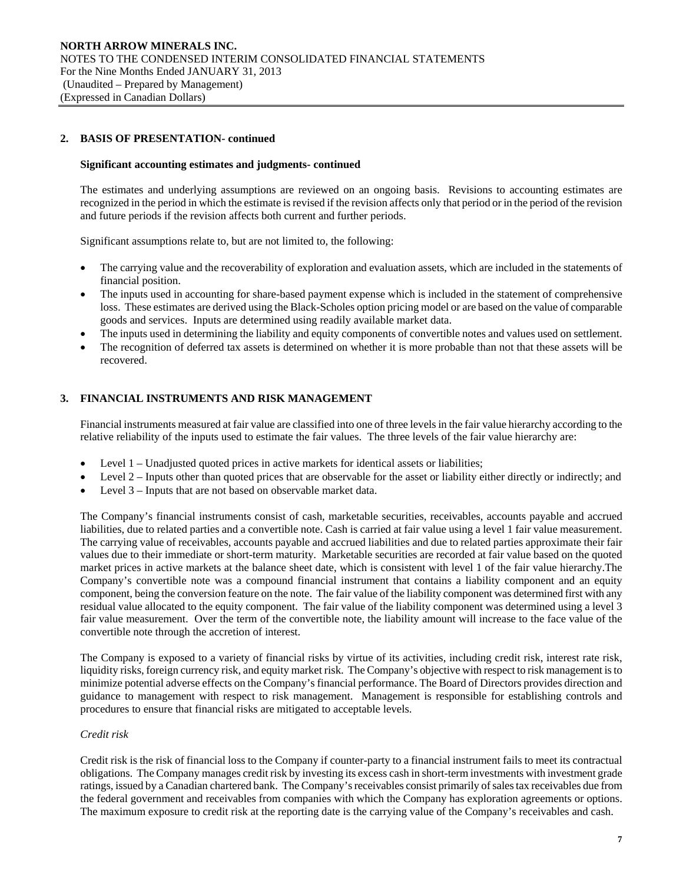## 2. BASIS OF PRESENTATION- continued

### Significant accounting estimates and judgments- continued

The estimates and underlying assumptions are reviewed on an ongoing basis. Revisions to accounting estimates are recognized in the period in which the estimate is revised if the revision affects only that period or in the period of the revision and future periods if the revision affects both current and further periods.

Significant assumptions relate to, but are not limited to, the following:

- The carrying value and the recoverability of exploration and evaluation assets, which are included in the statements of financial position.
- The inputs used in accounting for share-based payment expense which is included in the statement of comprehensive loss. These estimates are derived using the Black-Scholes option pricing model or are based on the value of comparable goods and services. Inputs are determined using readily available market data.
- The inputs used in determining the liability and equity components of convertible notes and values used on settlement.
- The recognition of deferred tax assets is determined on whether it is more probable than not that these assets will be recovered.

## 3. FINANCIAL INSTRUMENTS AND RISK MANAGEMENT

Financial instruments measured at fair value are classified into one of three levels in the fair value hierarchy according to the relative reliability of the inputs used to estimate the fair values. The three levels of the fair value hierarchy are:

- Level 1 – Unadjusted quoted prices in active markets for identical assets or liabilities;
- Level 2 – Inputs other than quoted prices that are observable for the asset or liability either directly or indirectly; and
- Level 3 – Inputs that are not based on observable market data.

The Company's financial instruments consist of cash, marketable securities, receivables, accounts payable and accrued liabilities, due to related parties and a convertible note. Cash is carried at fair value using a level 1 fair value measurement. The carrying value of receivables, accounts payable and accrued liabilities and due to related parties approximate their fair values due to their immediate or short-term maturity. Marketable securities are recorded at fair value based on the quoted market prices in active markets at the balance sheet date, which is consistent with level 1 of the fair value hierarchy.The Company's convertible note was a compound financial instrument that contains a liability component and an equity component, being the conversion feature on the note. The fair value of the liability component was determined first with any residual value allocated to the equity component. The fair value of the liability component was determined using a level 3 fair value measurement. Over the term of the convertible note, the liability amount will increase to the face value of the convertible note through the accretion of interest.

The Company is exposed to a variety of financial risks by virtue of its activities, including credit risk, interest rate risk, liquidity risks, foreign currency risk, and equity market risk. The Company's objective with respect to risk management is to minimize potential adverse effects on the Company's financial performance. The Board of Directors provides direction and guidance to management with respect to risk management. Management is responsible for establishing controls and procedures to ensure that financial risks are mitigated to acceptable levels.

*Credit risk*

Credit risk is the risk of financial loss to the Company if counter-party to a financial instrument fails to meet its contractual obligations. The Company manages credit risk by investing its excess cash in short-term investments with investment grade ratings, issued by a Canadian chartered bank. The Company's receivables consist primarily of sales tax receivables due from the federal government and receivables from companies with which the Company has exploration agreements or options. The maximum exposure to credit risk at the reporting date is the carrying value of the Company's receivables and cash.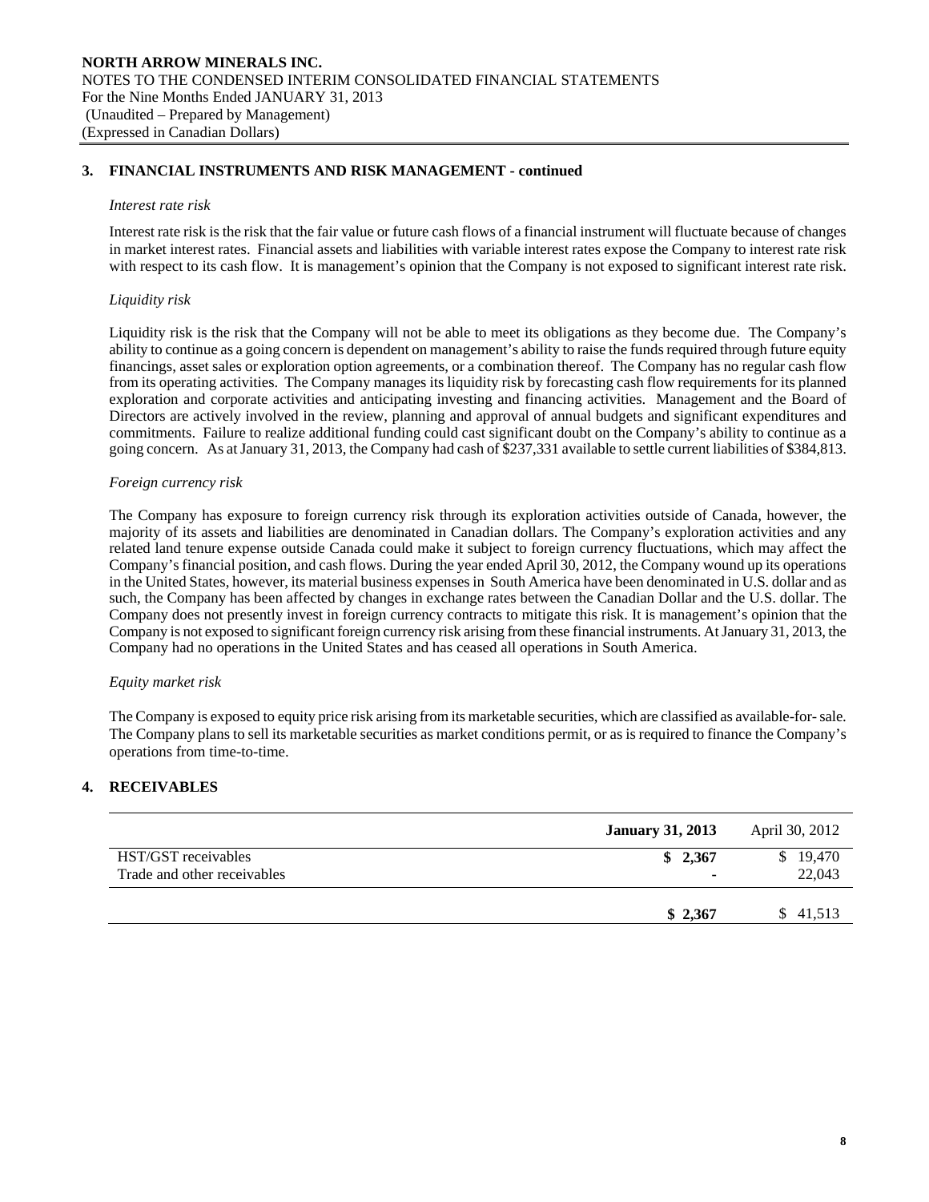## 3. FINANCIAL INSTRUMENTS AND RISK MANAGEMENT - continued

*Interest rate risk*

Interest rate risk is the risk that the fair value or future cash flows of a financial instrument will fluctuate because of changes in market interest rates. Financial assets and liabilities with variable interest rates expose the Company to interest rate risk with respect to its cash flow. It is management's opinion that the Company is not exposed to significant interest rate risk.

*Liquidity risk*

Liquidity risk is the risk that the Company will not be able to meet its obligations as they become due. The Company's ability to continue as a going concern is dependent on management's ability to raise the funds required through future equity financings, asset sales or exploration option agreements, or a combination thereof. The Company has no regular cash flow from its operating activities. The Company manages its liquidity risk by forecasting cash flow requirements for its planned exploration and corporate activities and anticipating investing and financing activities. Management and the Board of Directors are actively involved in the review, planning and approval of annual budgets and significant expenditures and commitments. Failure to realize additional funding could cast significant doubt on the Company's ability to continue as a going concern. As at January 31, 2013, the Company had cash of $237,331 available to settle current liabilities of $384,813.

*Foreign currency risk*

The Company has exposure to foreign currency risk through its exploration activities outside of Canada, however, the majority of its assets and liabilities are denominated in Canadian dollars. The Company's exploration activities and any related land tenure expense outside Canada could make it subject to foreign currency fluctuations, which may affect the Company's financial position, and cash flows. During the year ended April 30, 2012, the Company wound up its operations in the United States, however, its material business expenses in South America have been denominated in U.S. dollar and as such, the Company has been affected by changes in exchange rates between the Canadian Dollar and the U.S. dollar. The Company does not presently invest in foreign currency contracts to mitigate this risk. It is management's opinion that the Company is not exposed to significant foreign currency risk arising from these financial instruments. At January 31, 2013, the Company had no operations in the United States and has ceased all operations in South America.

*Equity market risk*

The Company is exposed to equity price risk arising from its marketable securities, which are classified as available-for- sale. The Company plans to sell its marketable securities as market conditions permit, or as is required to finance the Company's operations from time-to-time.

## 4. RECEIVABLES

| | **January 31, 2013** | April 30, 2012 |
|---|---|---|
| HST/GST receivables | **$ 2,367** | $ 19,470 |
| Trade and other receivables | **-** | 22,043 |
| | **$ 2,367** | $ 41,513 |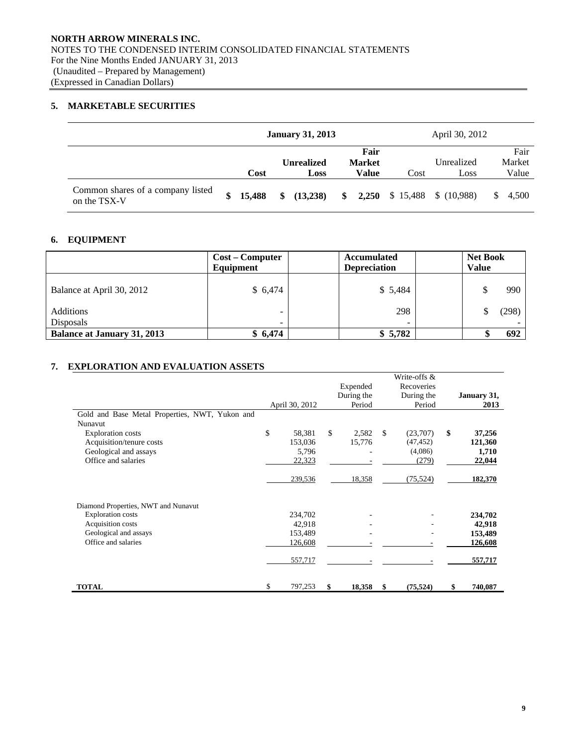**NORTH ARROW MINERALS INC.**
NOTES TO THE CONDENSED INTERIM CONSOLIDATED FINANCIAL STATEMENTS
For the Nine Months Ended JANUARY 31, 2013
(Unaudited – Prepared by Management)
(Expressed in Canadian Dollars)

## 5. MARKETABLE SECURITIES

| | **January 31, 2013** | | | April 30, 2012 | | |
|---|---|---|---|---|---|---|
| | **Cost** | **Unrealized Loss** | **Fair Market Value** | Cost | Unrealized Loss | Fair Market Value |
| Common shares of a company listed on the TSX-V | **$ 15,488** | **$ (13,238)** | **$ 2,250** | $ 15,488 | $ (10,988) | $ 4,500 |

## 6. EQUIPMENT

| | **Cost – Computer Equipment** | **Accumulated Depreciation** | **Net Book Value** |
|---|---|---|---|
| Balance at April 30, 2012 | $ 6,474 | $ 5,484 | $ 990 |
| Additions | - | 298 | $ (298) |
| Disposals | - | - | - |
| **Balance at January 31, 2013** | **$ 6,474** | **$ 5,782** | **$ 692** |

## 7. EXPLORATION AND EVALUATION ASSETS

| | April 30, 2012 | Expended During the Period | Write-offs & Recoveries During the Period | **January 31, 2013** |
|---|---|---|---|---|
| Gold and Base Metal Properties, NWT, Yukon and Nunavut | | | | |
| Exploration costs | $ 58,381 | $ 2,582 | $ (23,707) | **$ 37,256** |
| Acquisition/tenure costs | 153,036 | 15,776 | (47,452) | **121,360** |
| Geological and assays | 5,796 | - | (4,086) | **1,710** |
| Office and salaries | 22,323 | - | (279) | **22,044** |
| | 239,536 | 18,358 | (75,524) | **182,370** |
| Diamond Properties, NWT and Nunavut | | | | |
| Exploration costs | 234,702 | - | - | **234,702** |
| Acquisition costs | 42,918 | - | - | **42,918** |
| Geological and assays | 153,489 | - | - | **153,489** |
| Office and salaries | 126,608 | - | - | **126,608** |
| | 557,717 | - | - | **557,717** |
| **TOTAL** | $ 797,253 | **$ 18,358** | **$ (75,524)** | **$ 740,087** |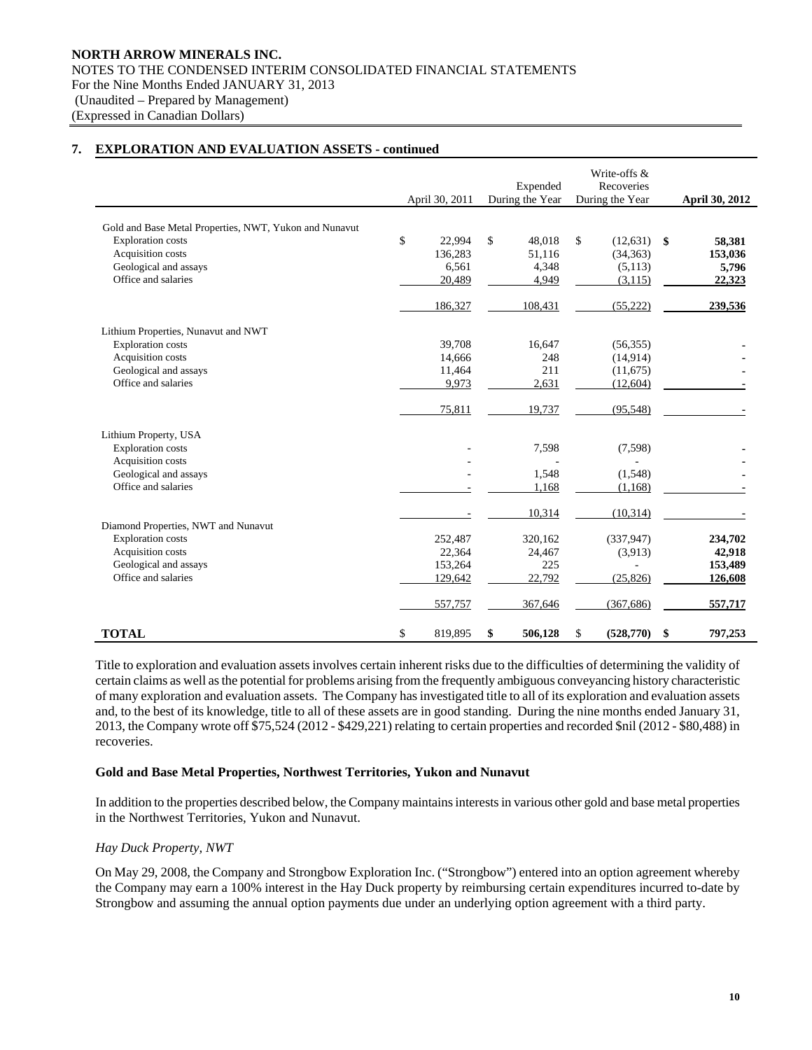**NORTH ARROW MINERALS INC.**
NOTES TO THE CONDENSED INTERIM CONSOLIDATED FINANCIAL STATEMENTS
For the Nine Months Ended JANUARY 31, 2013
(Unaudited – Prepared by Management)
(Expressed in Canadian Dollars)

## 7. EXPLORATION AND EVALUATION ASSETS - continued

| | April 30, 2011 | Expended During the Year | Write-offs & Recoveries During the Year | **April 30, 2012** |
|---|---|---|---|---|
| Gold and Base Metal Properties, NWT, Yukon and Nunavut | | | | |
| Exploration costs | $ 22,994 | $ 48,018 | $ (12,631) | **$ 58,381** |
| Acquisition costs | 136,283 | 51,116 | (34,363) | **153,036** |
| Geological and assays | 6,561 | 4,348 | (5,113) | **5,796** |
| Office and salaries | 20,489 | 4,949 | (3,115) | **22,323** |
| | 186,327 | 108,431 | (55,222) | **239,536** |
| Lithium Properties, Nunavut and NWT | | | | |
| Exploration costs | 39,708 | 16,647 | (56,355) | **-** |
| Acquisition costs | 14,666 | 248 | (14,914) | **-** |
| Geological and assays | 11,464 | 211 | (11,675) | **-** |
| Office and salaries | 9,973 | 2,631 | (12,604) | **-** |
| | 75,811 | 19,737 | (95,548) | **-** |
| Lithium Property, USA | | | | |
| Exploration costs | - | 7,598 | (7,598) | **-** |
| Acquisition costs | - | - | - | **-** |
| Geological and assays | - | 1,548 | (1,548) | **-** |
| Office and salaries | - | 1,168 | (1,168) | **-** |
| | - | 10,314 | (10,314) | **-** |
| Diamond Properties, NWT and Nunavut | | | | |
| Exploration costs | 252,487 | 320,162 | (337,947) | **234,702** |
| Acquisition costs | 22,364 | 24,467 | (3,913) | **42,918** |
| Geological and assays | 153,264 | 225 | - | **153,489** |
| Office and salaries | 129,642 | 22,792 | (25,826) | **126,608** |
| | 557,757 | 367,646 | (367,686) | **557,717** |
| **TOTAL** | $ 819,895 | **$ 506,128** | $ **(528,770)** | **$ 797,253** |

Title to exploration and evaluation assets involves certain inherent risks due to the difficulties of determining the validity of certain claims as well as the potential for problems arising from the frequently ambiguous conveyancing history characteristic of many exploration and evaluation assets. The Company has investigated title to all of its exploration and evaluation assets and, to the best of its knowledge, title to all of these assets are in good standing. During the nine months ended January 31, 2013, the Company wrote off $75,524 (2012 - $429,221) relating to certain properties and recorded $nil (2012 - $80,488) in recoveries.

### Gold and Base Metal Properties, Northwest Territories, Yukon and Nunavut

In addition to the properties described below, the Company maintains interests in various other gold and base metal properties in the Northwest Territories, Yukon and Nunavut.

*Hay Duck Property, NWT*

On May 29, 2008, the Company and Strongbow Exploration Inc. ("Strongbow") entered into an option agreement whereby the Company may earn a 100% interest in the Hay Duck property by reimbursing certain expenditures incurred to-date by Strongbow and assuming the annual option payments due under an underlying option agreement with a third party.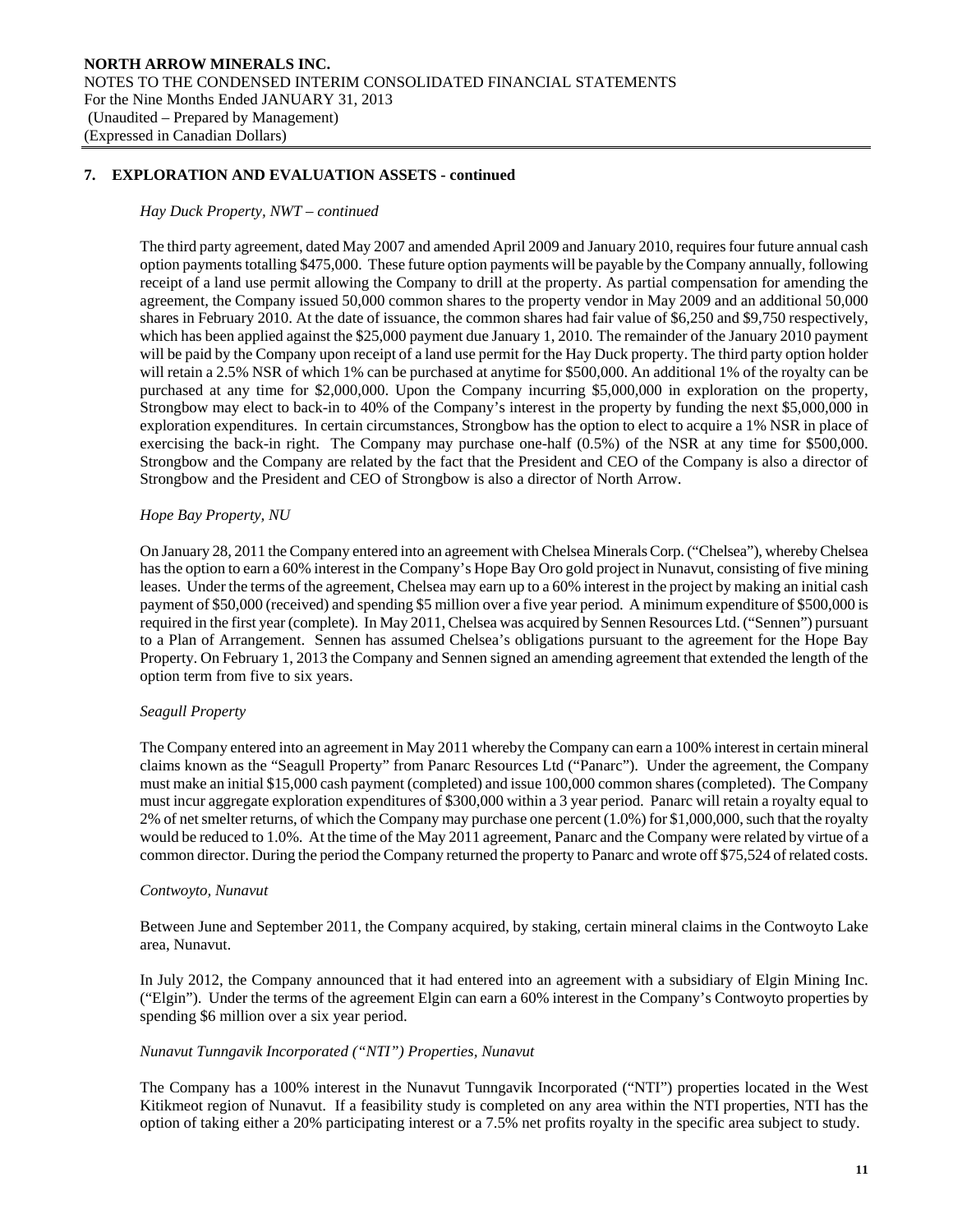## 7. EXPLORATION AND EVALUATION ASSETS - continued

*Hay Duck Property, NWT – continued*

The third party agreement, dated May 2007 and amended April 2009 and January 2010, requires four future annual cash option payments totalling $475,000. These future option payments will be payable by the Company annually, following receipt of a land use permit allowing the Company to drill at the property. As partial compensation for amending the agreement, the Company issued 50,000 common shares to the property vendor in May 2009 and an additional 50,000 shares in February 2010. At the date of issuance, the common shares had fair value of $6,250 and $9,750 respectively, which has been applied against the $25,000 payment due January 1, 2010. The remainder of the January 2010 payment will be paid by the Company upon receipt of a land use permit for the Hay Duck property. The third party option holder will retain a 2.5% NSR of which 1% can be purchased at anytime for $500,000. An additional 1% of the royalty can be purchased at any time for $2,000,000. Upon the Company incurring $5,000,000 in exploration on the property, Strongbow may elect to back-in to 40% of the Company's interest in the property by funding the next $5,000,000 in exploration expenditures. In certain circumstances, Strongbow has the option to elect to acquire a 1% NSR in place of exercising the back-in right. The Company may purchase one-half (0.5%) of the NSR at any time for $500,000. Strongbow and the Company are related by the fact that the President and CEO of the Company is also a director of Strongbow and the President and CEO of Strongbow is also a director of North Arrow.

*Hope Bay Property, NU*

On January 28, 2011 the Company entered into an agreement with Chelsea Minerals Corp. ("Chelsea"), whereby Chelsea has the option to earn a 60% interest in the Company's Hope Bay Oro gold project in Nunavut, consisting of five mining leases. Under the terms of the agreement, Chelsea may earn up to a 60% interest in the project by making an initial cash payment of $50,000 (received) and spending $5 million over a five year period. A minimum expenditure of $500,000 is required in the first year (complete). In May 2011, Chelsea was acquired by Sennen Resources Ltd. ("Sennen") pursuant to a Plan of Arrangement. Sennen has assumed Chelsea's obligations pursuant to the agreement for the Hope Bay Property. On February 1, 2013 the Company and Sennen signed an amending agreement that extended the length of the option term from five to six years.

*Seagull Property*

The Company entered into an agreement in May 2011 whereby the Company can earn a 100% interest in certain mineral claims known as the "Seagull Property" from Panarc Resources Ltd ("Panarc"). Under the agreement, the Company must make an initial $15,000 cash payment (completed) and issue 100,000 common shares (completed). The Company must incur aggregate exploration expenditures of $300,000 within a 3 year period. Panarc will retain a royalty equal to 2% of net smelter returns, of which the Company may purchase one percent (1.0%) for $1,000,000, such that the royalty would be reduced to 1.0%. At the time of the May 2011 agreement, Panarc and the Company were related by virtue of a common director. During the period the Company returned the property to Panarc and wrote off $75,524 of related costs.

*Contwoyto, Nunavut*

Between June and September 2011, the Company acquired, by staking, certain mineral claims in the Contwoyto Lake area, Nunavut.

In July 2012, the Company announced that it had entered into an agreement with a subsidiary of Elgin Mining Inc. ("Elgin"). Under the terms of the agreement Elgin can earn a 60% interest in the Company's Contwoyto properties by spending $6 million over a six year period.

*Nunavut Tunngavik Incorporated ("NTI") Properties, Nunavut*

The Company has a 100% interest in the Nunavut Tunngavik Incorporated ("NTI") properties located in the West Kitikmeot region of Nunavut. If a feasibility study is completed on any area within the NTI properties, NTI has the option of taking either a 20% participating interest or a 7.5% net profits royalty in the specific area subject to study.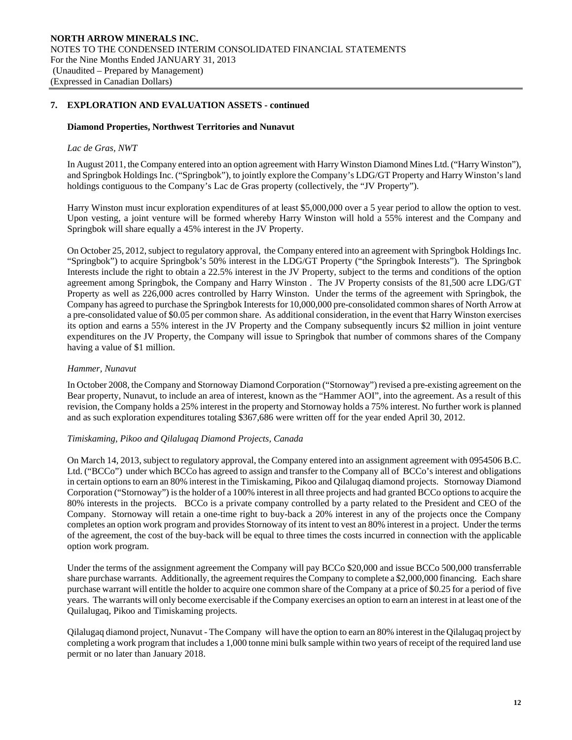## 7. EXPLORATION AND EVALUATION ASSETS - continued

### Diamond Properties, Northwest Territories and Nunavut

*Lac de Gras, NWT*

In August 2011, the Company entered into an option agreement with Harry Winston Diamond Mines Ltd. ("Harry Winston"), and Springbok Holdings Inc. ("Springbok"), to jointly explore the Company's LDG/GT Property and Harry Winston's land holdings contiguous to the Company's Lac de Gras property (collectively, the "JV Property").

Harry Winston must incur exploration expenditures of at least $5,000,000 over a 5 year period to allow the option to vest. Upon vesting, a joint venture will be formed whereby Harry Winston will hold a 55% interest and the Company and Springbok will share equally a 45% interest in the JV Property.

On October 25, 2012, subject to regulatory approval, the Company entered into an agreement with Springbok Holdings Inc. "Springbok") to acquire Springbok's 50% interest in the LDG/GT Property ("the Springbok Interests"). The Springbok Interests include the right to obtain a 22.5% interest in the JV Property, subject to the terms and conditions of the option agreement among Springbok, the Company and Harry Winston . The JV Property consists of the 81,500 acre LDG/GT Property as well as 226,000 acres controlled by Harry Winston. Under the terms of the agreement with Springbok, the Company has agreed to purchase the Springbok Interests for 10,000,000 pre-consolidated common shares of North Arrow at a pre-consolidated value of $0.05 per common share. As additional consideration, in the event that Harry Winston exercises its option and earns a 55% interest in the JV Property and the Company subsequently incurs $2 million in joint venture expenditures on the JV Property, the Company will issue to Springbok that number of commons shares of the Company having a value of $1 million.

*Hammer, Nunavut*

In October 2008, the Company and Stornoway Diamond Corporation ("Stornoway") revised a pre-existing agreement on the Bear property, Nunavut, to include an area of interest, known as the "Hammer AOI", into the agreement. As a result of this revision, the Company holds a 25% interest in the property and Stornoway holds a 75% interest. No further work is planned and as such exploration expenditures totaling $367,686 were written off for the year ended April 30, 2012.

*Timiskaming, Pikoo and Qilalugaq Diamond Projects, Canada*

On March 14, 2013, subject to regulatory approval, the Company entered into an assignment agreement with 0954506 B.C. Ltd. ("BCCo") under which BCCo has agreed to assign and transfer to the Company all of BCCo's interest and obligations in certain options to earn an 80% interest in the Timiskaming, Pikoo and Qilalugaq diamond projects. Stornoway Diamond Corporation ("Stornoway") is the holder of a 100% interest in all three projects and had granted BCCo options to acquire the 80% interests in the projects. BCCo is a private company controlled by a party related to the President and CEO of the Company. Stornoway will retain a one-time right to buy-back a 20% interest in any of the projects once the Company completes an option work program and provides Stornoway of its intent to vest an 80% interest in a project. Under the terms of the agreement, the cost of the buy-back will be equal to three times the costs incurred in connection with the applicable option work program.

Under the terms of the assignment agreement the Company will pay BCCo $20,000 and issue BCCo 500,000 transferrable share purchase warrants. Additionally, the agreement requires the Company to complete a $2,000,000 financing. Each share purchase warrant will entitle the holder to acquire one common share of the Company at a price of $0.25 for a period of five years. The warrants will only become exercisable if the Company exercises an option to earn an interest in at least one of the Quilalugaq, Pikoo and Timiskaming projects.

Qilalugaq diamond project, Nunavut - The Company will have the option to earn an 80% interest in the Qilalugaq project by completing a work program that includes a 1,000 tonne mini bulk sample within two years of receipt of the required land use permit or no later than January 2018.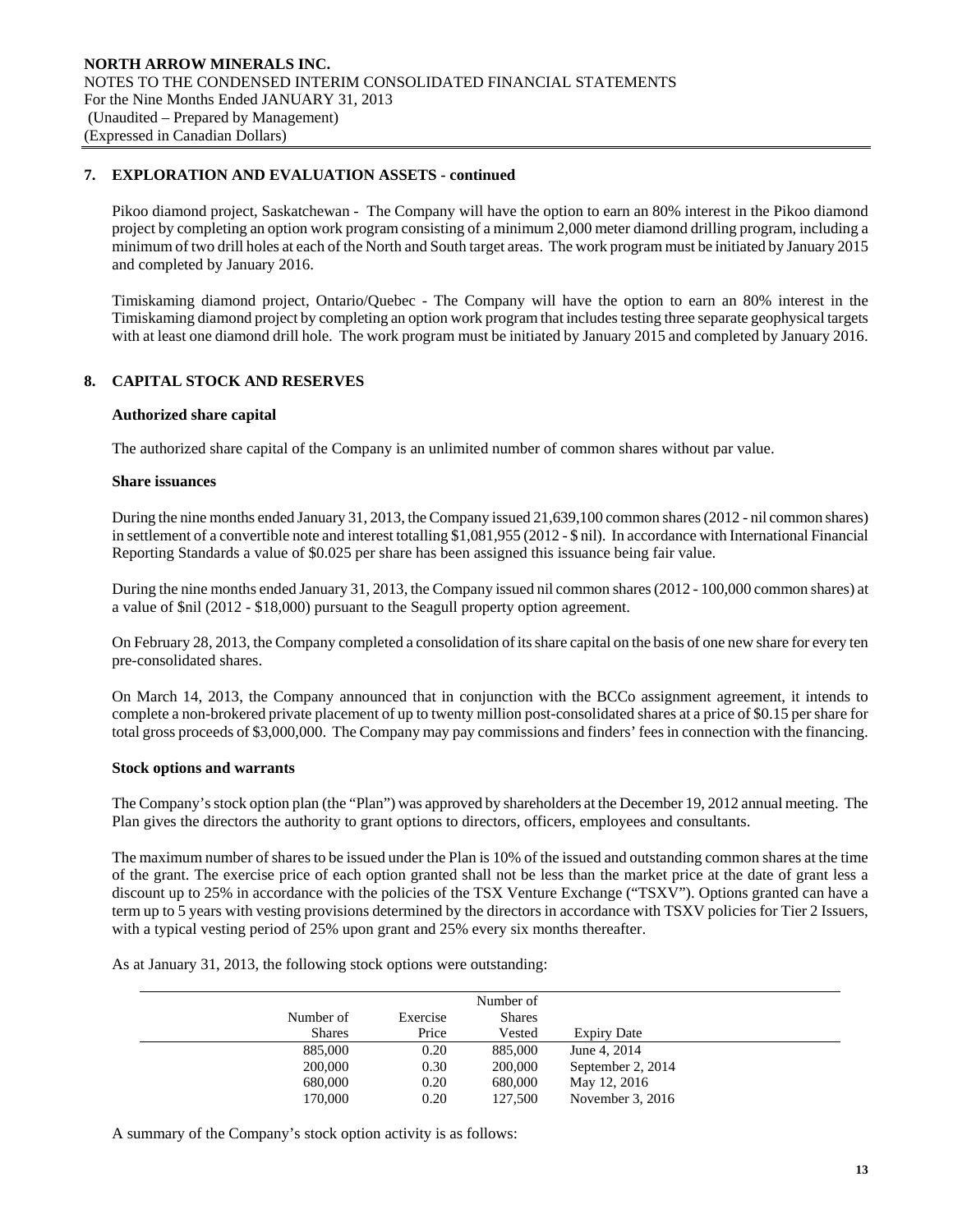## 7. EXPLORATION AND EVALUATION ASSETS - continued

Pikoo diamond project, Saskatchewan - The Company will have the option to earn an 80% interest in the Pikoo diamond project by completing an option work program consisting of a minimum 2,000 meter diamond drilling program, including a minimum of two drill holes at each of the North and South target areas. The work program must be initiated by January 2015 and completed by January 2016.

Timiskaming diamond project, Ontario/Quebec - The Company will have the option to earn an 80% interest in the Timiskaming diamond project by completing an option work program that includes testing three separate geophysical targets with at least one diamond drill hole. The work program must be initiated by January 2015 and completed by January 2016.

## 8. CAPITAL STOCK AND RESERVES

**Authorized share capital**

The authorized share capital of the Company is an unlimited number of common shares without par value.

**Share issuances**

During the nine months ended January 31, 2013, the Company issued 21,639,100 common shares (2012 - nil common shares) in settlement of a convertible note and interest totalling $1,081,955 (2012 - $ nil). In accordance with International Financial Reporting Standards a value of $0.025 per share has been assigned this issuance being fair value.

During the nine months ended January 31, 2013, the Company issued nil common shares (2012 - 100,000 common shares) at a value of $nil (2012 - $18,000) pursuant to the Seagull property option agreement.

On February 28, 2013, the Company completed a consolidation of its share capital on the basis of one new share for every ten pre-consolidated shares.

On March 14, 2013, the Company announced that in conjunction with the BCCo assignment agreement, it intends to complete a non-brokered private placement of up to twenty million post-consolidated shares at a price of $0.15 per share for total gross proceeds of $3,000,000. The Company may pay commissions and finders' fees in connection with the financing.

**Stock options and warrants**

The Company's stock option plan (the "Plan") was approved by shareholders at the December 19, 2012 annual meeting. The Plan gives the directors the authority to grant options to directors, officers, employees and consultants.

The maximum number of shares to be issued under the Plan is 10% of the issued and outstanding common shares at the time of the grant. The exercise price of each option granted shall not be less than the market price at the date of grant less a discount up to 25% in accordance with the policies of the TSX Venture Exchange ("TSXV"). Options granted can have a term up to 5 years with vesting provisions determined by the directors in accordance with TSXV policies for Tier 2 Issuers, with a typical vesting period of 25% upon grant and 25% every six months thereafter.

As at January 31, 2013, the following stock options were outstanding:

| Number of Shares | Exercise Price | Number of Shares Vested | Expiry Date |
|---|---|---|---|
| 885,000 | 0.20 | 885,000 | June 4, 2014 |
| 200,000 | 0.30 | 200,000 | September 2, 2014 |
| 680,000 | 0.20 | 680,000 | May 12, 2016 |
| 170,000 | 0.20 | 127,500 | November 3, 2016 |

A summary of the Company's stock option activity is as follows: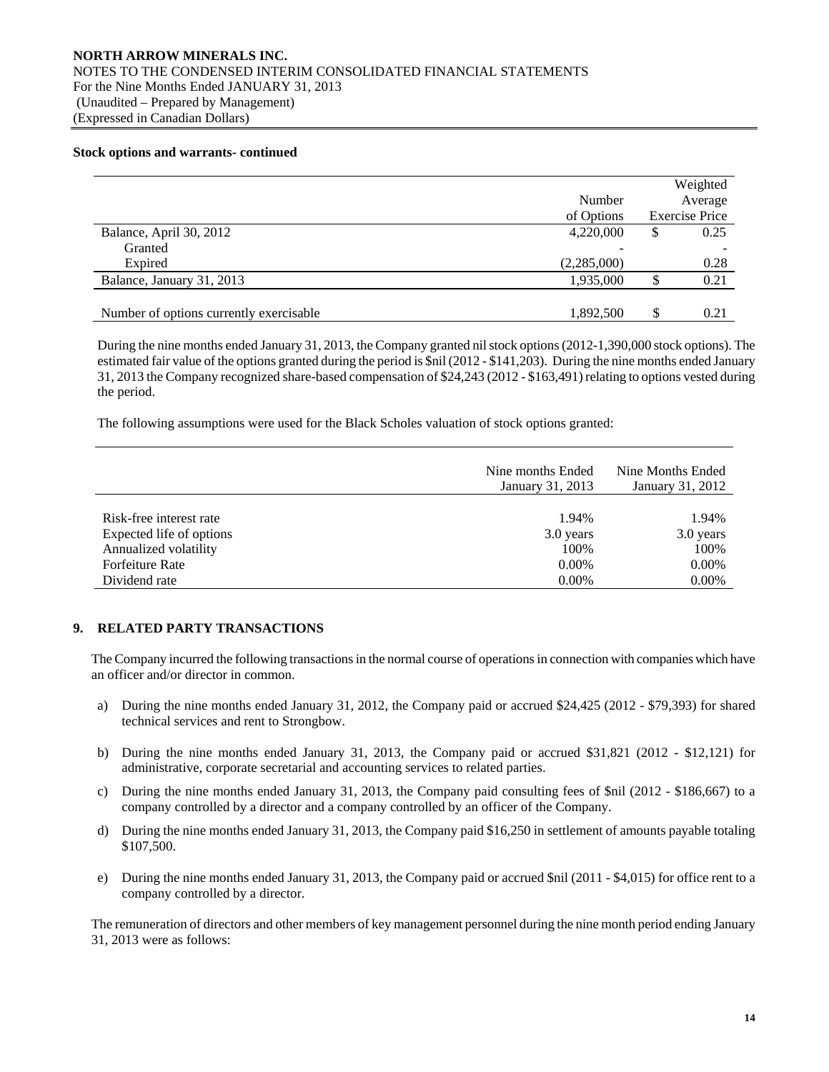**Stock options and warrants- continued**

| | Number of Options | Weighted Average Exercise Price |
|---|---|---|
| Balance, April 30, 2012 | 4,220,000 | $ 0.25 |
| Granted | - | - |
| Expired | (2,285,000) | 0.28 |
| Balance, January 31, 2013 | 1,935,000 | $ 0.21 |
| | | |
| Number of options currently exercisable | 1,892,500 | $ 0.21 |

During the nine months ended January 31, 2013, the Company granted nil stock options (2012-1,390,000 stock options). The estimated fair value of the options granted during the period is $nil (2012 - $141,203). During the nine months ended January 31, 2013 the Company recognized share-based compensation of $24,243 (2012 - $163,491) relating to options vested during the period.

The following assumptions were used for the Black Scholes valuation of stock options granted:

| | Nine months Ended January 31, 2013 | Nine Months Ended January 31, 2012 |
|---|---|---|
| Risk-free interest rate | 1.94% | 1.94% |
| Expected life of options | 3.0 years | 3.0 years |
| Annualized volatility | 100% | 100% |
| Forfeiture Rate | 0.00% | 0.00% |
| Dividend rate | 0.00% | 0.00% |

## 9. RELATED PARTY TRANSACTIONS

The Company incurred the following transactions in the normal course of operations in connection with companies which have an officer and/or director in common.

a) During the nine months ended January 31, 2012, the Company paid or accrued $24,425 (2012 - $79,393) for shared technical services and rent to Strongbow.

b) During the nine months ended January 31, 2013, the Company paid or accrued $31,821 (2012 - $12,121) for administrative, corporate secretarial and accounting services to related parties.

c) During the nine months ended January 31, 2013, the Company paid consulting fees of $nil (2012 - $186,667) to a company controlled by a director and a company controlled by an officer of the Company.

d) During the nine months ended January 31, 2013, the Company paid $16,250 in settlement of amounts payable totaling $107,500.

e) During the nine months ended January 31, 2013, the Company paid or accrued $nil (2011 - $4,015) for office rent to a company controlled by a director.

The remuneration of directors and other members of key management personnel during the nine month period ending January 31, 2013 were as follows: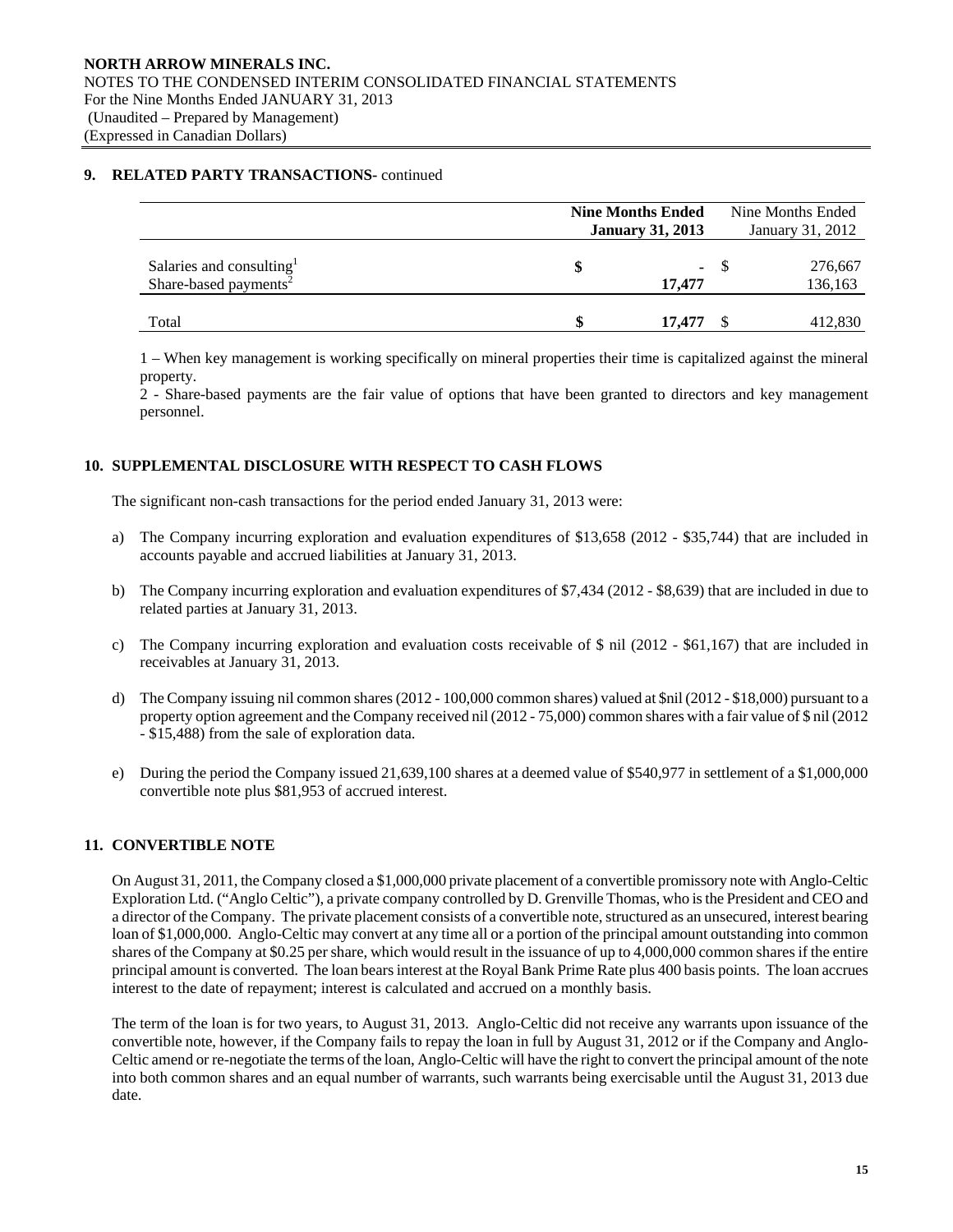## 9. RELATED PARTY TRANSACTIONS- continued

| | **Nine Months Ended January 31, 2013** | Nine Months Ended January 31, 2012 |
|---|---|---|
| Salaries and consulting[1] | $ - | $ 276,667 |
| Share-based payments[2] | **17,477** | 136,163 |
| Total | **$ 17,477** | $ 412,830 |

1 – When key management is working specifically on mineral properties their time is capitalized against the mineral property.
2 - Share-based payments are the fair value of options that have been granted to directors and key management personnel.

## 10. SUPPLEMENTAL DISCLOSURE WITH RESPECT TO CASH FLOWS

The significant non-cash transactions for the period ended January 31, 2013 were:

a) The Company incurring exploration and evaluation expenditures of $13,658 (2012 - $35,744) that are included in accounts payable and accrued liabilities at January 31, 2013.

b) The Company incurring exploration and evaluation expenditures of $7,434 (2012 - $8,639) that are included in due to related parties at January 31, 2013.

c) The Company incurring exploration and evaluation costs receivable of $ nil (2012 - $61,167) that are included in receivables at January 31, 2013.

d) The Company issuing nil common shares (2012 - 100,000 common shares) valued at $nil (2012 - $18,000) pursuant to a property option agreement and the Company received nil (2012 - 75,000) common shares with a fair value of $ nil (2012 - $15,488) from the sale of exploration data.

e) During the period the Company issued 21,639,100 shares at a deemed value of $540,977 in settlement of a $1,000,000 convertible note plus $81,953 of accrued interest.

## 11. CONVERTIBLE NOTE

On August 31, 2011, the Company closed a $1,000,000 private placement of a convertible promissory note with Anglo-Celtic Exploration Ltd. ("Anglo Celtic"), a private company controlled by D. Grenville Thomas, who is the President and CEO and a director of the Company. The private placement consists of a convertible note, structured as an unsecured, interest bearing loan of $1,000,000. Anglo-Celtic may convert at any time all or a portion of the principal amount outstanding into common shares of the Company at $0.25 per share, which would result in the issuance of up to 4,000,000 common shares if the entire principal amount is converted. The loan bears interest at the Royal Bank Prime Rate plus 400 basis points. The loan accrues interest to the date of repayment; interest is calculated and accrued on a monthly basis.

The term of the loan is for two years, to August 31, 2013. Anglo-Celtic did not receive any warrants upon issuance of the convertible note, however, if the Company fails to repay the loan in full by August 31, 2012 or if the Company and Anglo-Celtic amend or re-negotiate the terms of the loan, Anglo-Celtic will have the right to convert the principal amount of the note into both common shares and an equal number of warrants, such warrants being exercisable until the August 31, 2013 due date.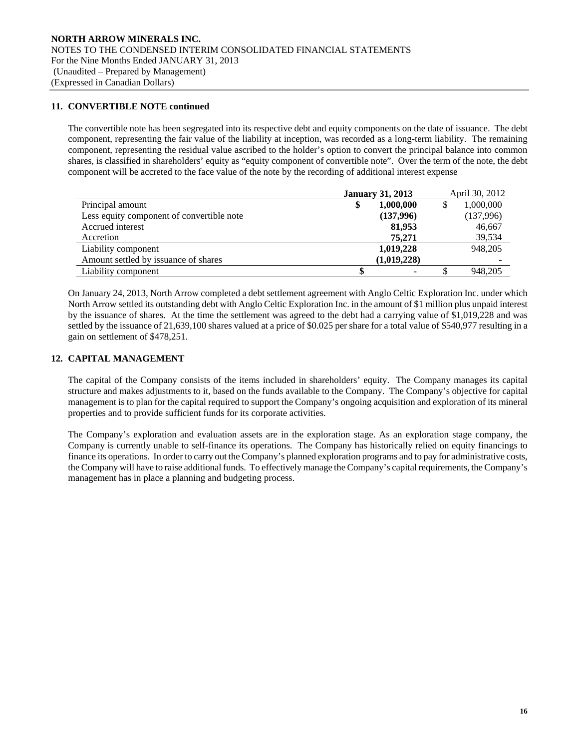## 11. CONVERTIBLE NOTE continued

The convertible note has been segregated into its respective debt and equity components on the date of issuance. The debt component, representing the fair value of the liability at inception, was recorded as a long-term liability. The remaining component, representing the residual value ascribed to the holder's option to convert the principal balance into common shares, is classified in shareholders' equity as "equity component of convertible note". Over the term of the note, the debt component will be accreted to the face value of the note by the recording of additional interest expense

| | **January 31, 2013** | April 30, 2012 |
|---|---|---|
| Principal amount | **$ 1,000,000** | $ 1,000,000 |
| Less equity component of convertible note | **(137,996)** | (137,996) |
| Accrued interest | **81,953** | 46,667 |
| Accretion | **75,271** | 39,534 |
| Liability component | **1,019,228** | 948,205 |
| Amount settled by issuance of shares | **(1,019,228)** | - |
| Liability component | **$ -** | $ 948,205 |

On January 24, 2013, North Arrow completed a debt settlement agreement with Anglo Celtic Exploration Inc. under which North Arrow settled its outstanding debt with Anglo Celtic Exploration Inc. in the amount of $1 million plus unpaid interest by the issuance of shares. At the time the settlement was agreed to the debt had a carrying value of $1,019,228 and was settled by the issuance of 21,639,100 shares valued at a price of $0.025 per share for a total value of $540,977 resulting in a gain on settlement of $478,251.

## 12. CAPITAL MANAGEMENT

The capital of the Company consists of the items included in shareholders' equity. The Company manages its capital structure and makes adjustments to it, based on the funds available to the Company. The Company's objective for capital management is to plan for the capital required to support the Company's ongoing acquisition and exploration of its mineral properties and to provide sufficient funds for its corporate activities.

The Company's exploration and evaluation assets are in the exploration stage. As an exploration stage company, the Company is currently unable to self-finance its operations. The Company has historically relied on equity financings to finance its operations. In order to carry out the Company's planned exploration programs and to pay for administrative costs, the Company will have to raise additional funds. To effectively manage the Company's capital requirements, the Company's management has in place a planning and budgeting process.